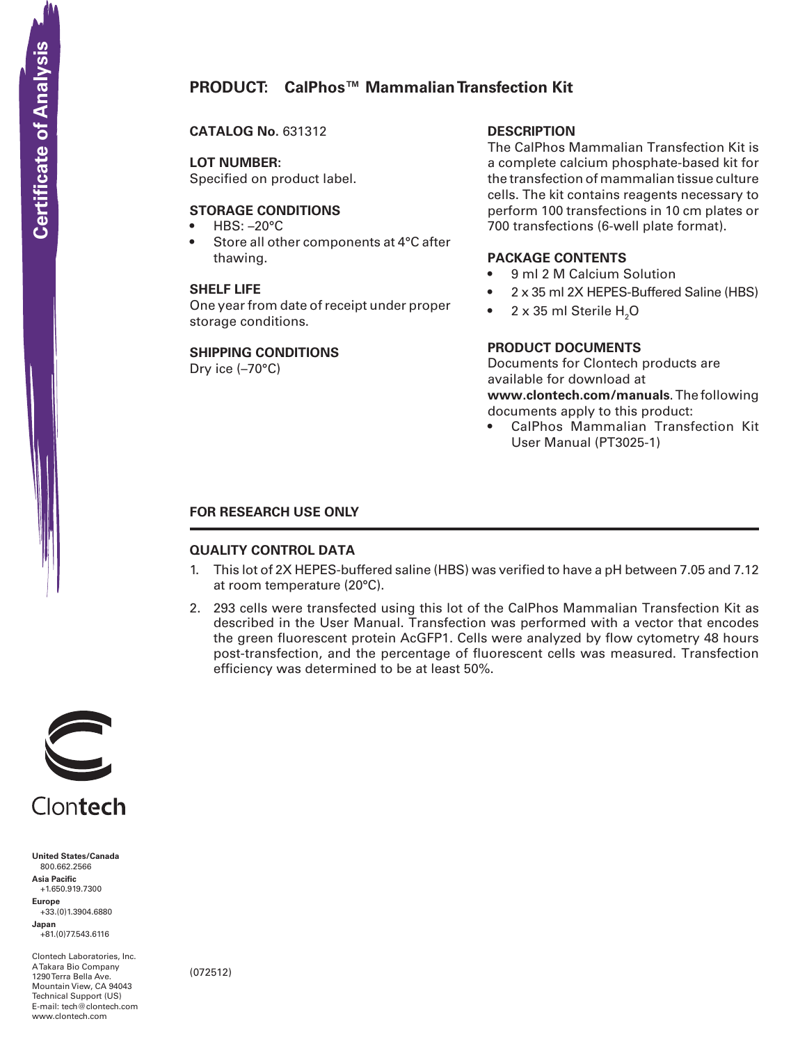Certificate of Analysis

# PRODUCT: CalPhos™ Mammalian Transfection Kit

**CATALOG No.** 631312

**LOT NUMBER:**
Specified on product label.

**STORAGE CONDITIONS**

- HBS: –20°C
- Store all other components at 4°C after thawing.

**SHELF LIFE**
One year from date of receipt under proper storage conditions.

**SHIPPING CONDITIONS**
Dry ice (–70°C)

**DESCRIPTION**
The CalPhos Mammalian Transfection Kit is a complete calcium phosphate-based kit for the transfection of mammalian tissue culture cells. The kit contains reagents necessary to perform 100 transfections in 10 cm plates or 700 transfections (6-well plate format).

**PACKAGE CONTENTS**

- 9 ml 2 M Calcium Solution
- 2 x 35 ml 2X HEPES-Buffered Saline (HBS)
- 2 x 35 ml Sterile $H_2O$

**PRODUCT DOCUMENTS**
Documents for Clontech products are available for download at **www.clontech.com/manuals**. The following documents apply to this product:

- CalPhos Mammalian Transfection Kit User Manual (PT3025-1)

**FOR RESEARCH USE ONLY**

## QUALITY CONTROL DATA

1. This lot of 2X HEPES-buffered saline (HBS) was verified to have a pH between 7.05 and 7.12 at room temperature (20°C).
2. 293 cells were transfected using this lot of the CalPhos Mammalian Transfection Kit as described in the User Manual. Transfection was performed with a vector that encodes the green fluorescent protein AcGFP1. Cells were analyzed by flow cytometry 48 hours post-transfection, and the percentage of fluorescent cells was measured. Transfection efficiency was determined to be at least 50%.

Clontech

**United States/Canada**
800.662.2566
**Asia Pacific**
+1.650.919.7300
**Europe**
+33.(0)1.3904.6880
**Japan**
+81.(0)77.543.6116

Clontech Laboratories, Inc.
A Takara Bio Company
1290 Terra Bella Ave.
Mountain View, CA 94043
Technical Support (US)
E-mail: tech@clontech.com
www.clontech.com

(072512)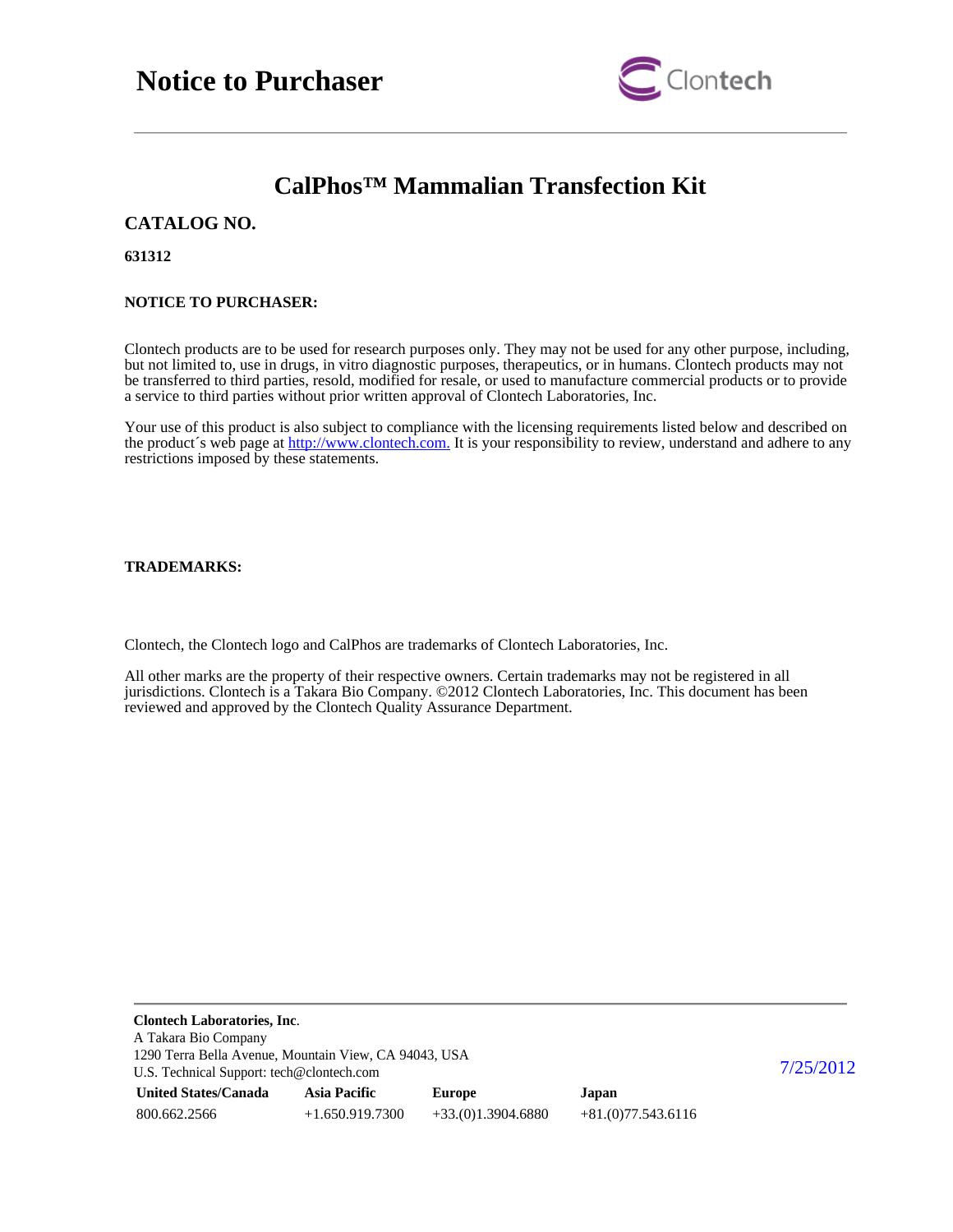# Notice to Purchaser

## CalPhos™ Mammalian Transfection Kit

### CATALOG NO.

**631312**

**NOTICE TO PURCHASER:**

Clontech products are to be used for research purposes only. They may not be used for any other purpose, including, but not limited to, use in drugs, in vitro diagnostic purposes, therapeutics, or in humans. Clontech products may not be transferred to third parties, resold, modified for resale, or used to manufacture commercial products or to provide a service to third parties without prior written approval of Clontech Laboratories, Inc.

Your use of this product is also subject to compliance with the licensing requirements listed below and described on the product´s web page at http://www.clontech.com. It is your responsibility to review, understand and adhere to any restrictions imposed by these statements.

**TRADEMARKS:**

Clontech, the Clontech logo and CalPhos are trademarks of Clontech Laboratories, Inc.

All other marks are the property of their respective owners. Certain trademarks may not be registered in all jurisdictions. Clontech is a Takara Bio Company. ©2012 Clontech Laboratories, Inc. This document has been reviewed and approved by the Clontech Quality Assurance Department.

**Clontech Laboratories, Inc.**
A Takara Bio Company
1290 Terra Bella Avenue, Mountain View, CA 94043, USA
U.S. Technical Support: tech@clontech.com

| United States/Canada | Asia Pacific | Europe | Japan |
|---|---|---|---|
| 800.662.2566 | +1.650.919.7300 | +33.(0)1.3904.6880 | +81.(0)77.543.6116 |

7/25/2012